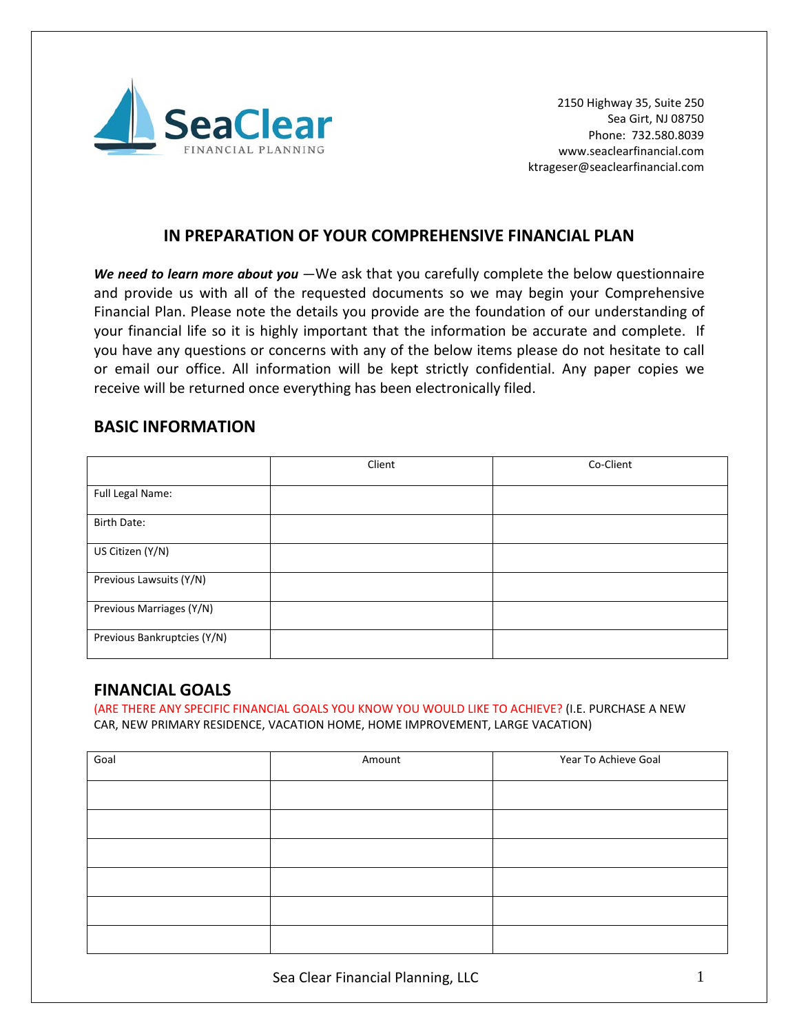SeaClear
FINANCIAL PLANNING

2150 Highway 35, Suite 250
Sea Girt, NJ 08750
Phone: 732.580.8039
www.seaclearfinancial.com
ktrageser@seaclearfinancial.com

## IN PREPARATION OF YOUR COMPREHENSIVE FINANCIAL PLAN

***We need to learn more about you*** —We ask that you carefully complete the below questionnaire and provide us with all of the requested documents so we may begin your Comprehensive Financial Plan. Please note the details you provide are the foundation of our understanding of your financial life so it is highly important that the information be accurate and complete. If you have any questions or concerns with any of the below items please do not hesitate to call or email our office. All information will be kept strictly confidential. Any paper copies we receive will be returned once everything has been electronically filed.

## BASIC INFORMATION

| | Client | Co-Client |
|---|---|---|
| Full Legal Name: | | |
| Birth Date: | | |
| US Citizen (Y/N) | | |
| Previous Lawsuits (Y/N) | | |
| Previous Marriages (Y/N) | | |
| Previous Bankruptcies (Y/N) | | |

## FINANCIAL GOALS

(ARE THERE ANY SPECIFIC FINANCIAL GOALS YOU KNOW YOU WOULD LIKE TO ACHIEVE? (I.E. PURCHASE A NEW CAR, NEW PRIMARY RESIDENCE, VACATION HOME, HOME IMPROVEMENT, LARGE VACATION)

| Goal | Amount | Year To Achieve Goal |
|---|---|---|
| | | |
| | | |
| | | |
| | | |
| | | |
| | | |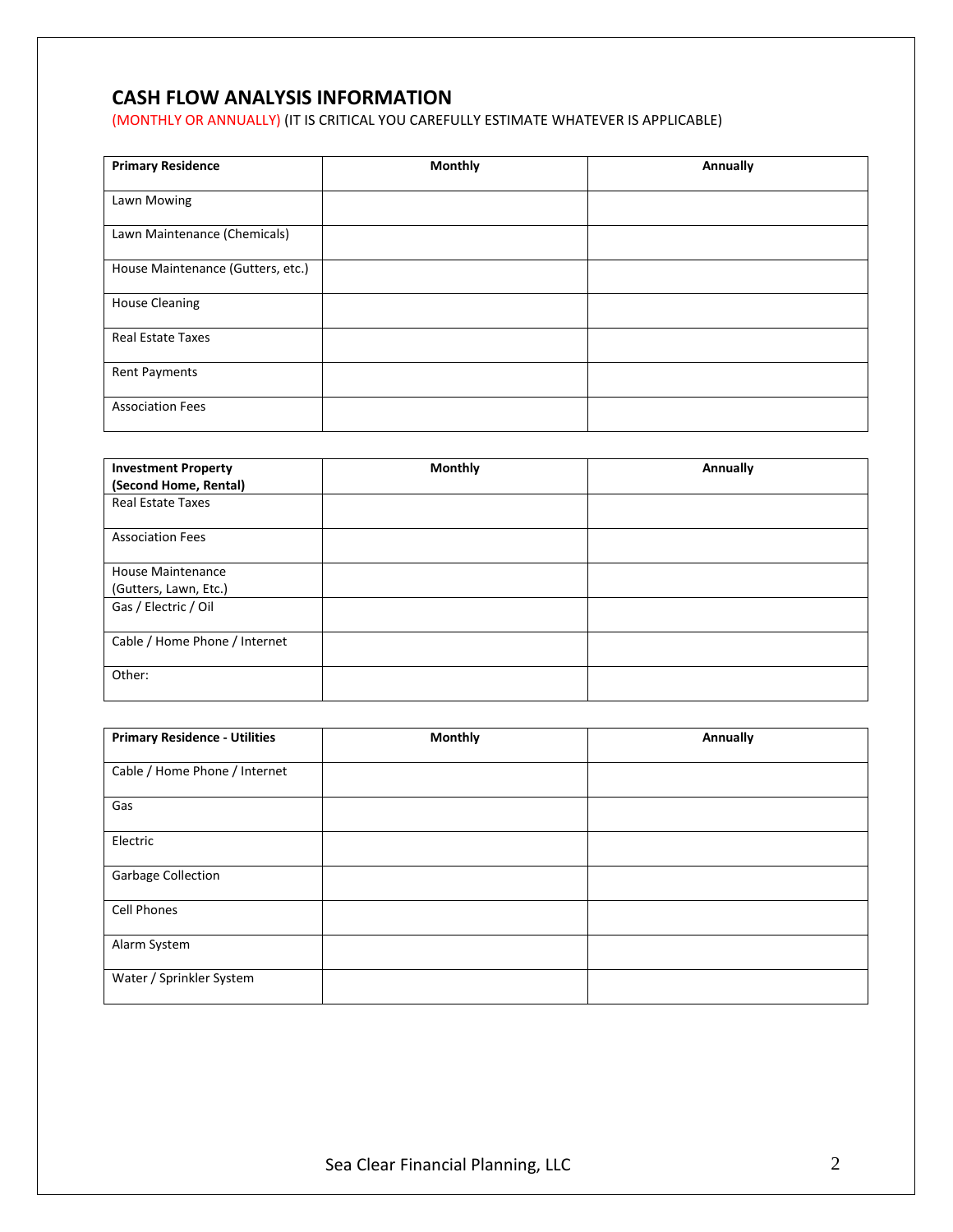## CASH FLOW ANALYSIS INFORMATION

(MONTHLY OR ANNUALLY) (IT IS CRITICAL YOU CAREFULLY ESTIMATE WHATEVER IS APPLICABLE)

| **Primary Residence** | **Monthly** | **Annually** |
|---|---|---|
| Lawn Mowing | | |
| Lawn Maintenance (Chemicals) | | |
| House Maintenance (Gutters, etc.) | | |
| House Cleaning | | |
| Real Estate Taxes | | |
| Rent Payments | | |
| Association Fees | | |

| **Investment Property (Second Home, Rental)** | **Monthly** | **Annually** |
|---|---|---|
| Real Estate Taxes | | |
| Association Fees | | |
| House Maintenance (Gutters, Lawn, Etc.) | | |
| Gas / Electric / Oil | | |
| Cable / Home Phone / Internet | | |
| Other: | | |

| **Primary Residence - Utilities** | **Monthly** | **Annually** |
|---|---|---|
| Cable / Home Phone / Internet | | |
| Gas | | |
| Electric | | |
| Garbage Collection | | |
| Cell Phones | | |
| Alarm System | | |
| Water / Sprinkler System | | |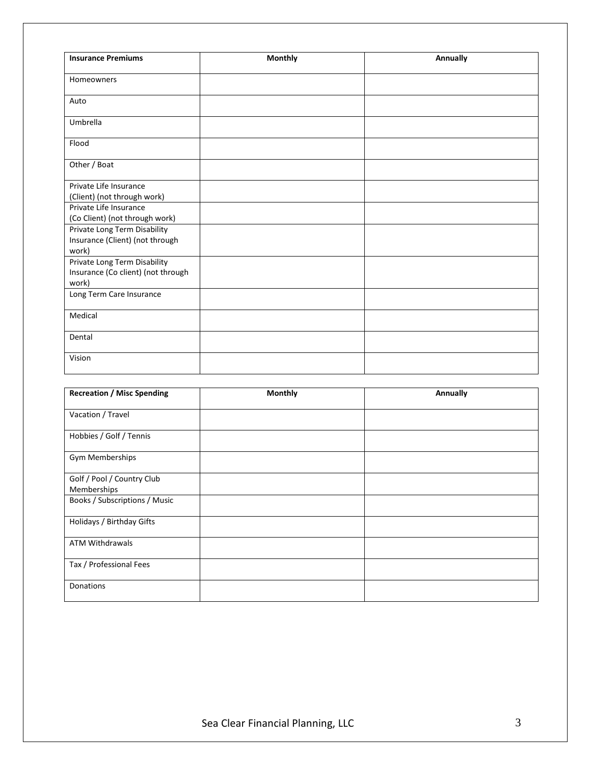| **Insurance Premiums** | **Monthly** | **Annually** |
| --- | --- | --- |
| Homeowners | | |
| Auto | | |
| Umbrella | | |
| Flood | | |
| Other / Boat | | |
| Private Life Insurance (Client) (not through work) | | |
| Private Life Insurance (Co Client) (not through work) | | |
| Private Long Term Disability Insurance (Client) (not through work) | | |
| Private Long Term Disability Insurance (Co client) (not through work) | | |
| Long Term Care Insurance | | |
| Medical | | |
| Dental | | |
| Vision | | |

| **Recreation / Misc Spending** | **Monthly** | **Annually** |
| --- | --- | --- |
| Vacation / Travel | | |
| Hobbies / Golf / Tennis | | |
| Gym Memberships | | |
| Golf / Pool / Country Club Memberships | | |
| Books / Subscriptions / Music | | |
| Holidays / Birthday Gifts | | |
| ATM Withdrawals | | |
| Tax / Professional Fees | | |
| Donations | | |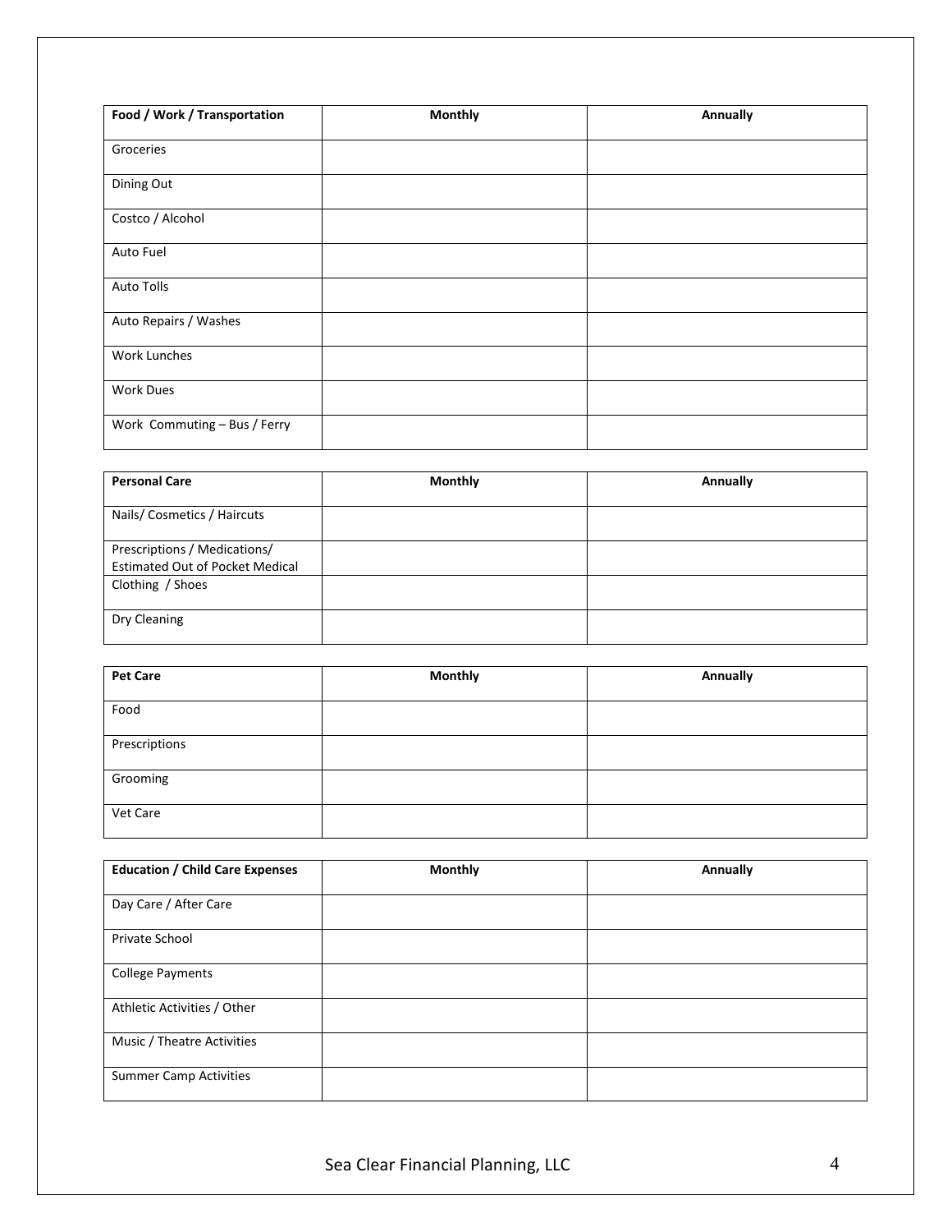| Food / Work / Transportation | Monthly | Annually |
|---|---|---|
| Groceries | | |
| Dining Out | | |
| Costco / Alcohol | | |
| Auto Fuel | | |
| Auto Tolls | | |
| Auto Repairs / Washes | | |
| Work Lunches | | |
| Work Dues | | |
| Work Commuting – Bus / Ferry | | |

| Personal Care | Monthly | Annually |
|---|---|---|
| Nails/ Cosmetics / Haircuts | | |
| Prescriptions / Medications/ Estimated Out of Pocket Medical | | |
| Clothing / Shoes | | |
| Dry Cleaning | | |

| Pet Care | Monthly | Annually |
|---|---|---|
| Food | | |
| Prescriptions | | |
| Grooming | | |
| Vet Care | | |

| Education / Child Care Expenses | Monthly | Annually |
|---|---|---|
| Day Care / After Care | | |
| Private School | | |
| College Payments | | |
| Athletic Activities / Other | | |
| Music / Theatre Activities | | |
| Summer Camp Activities | | |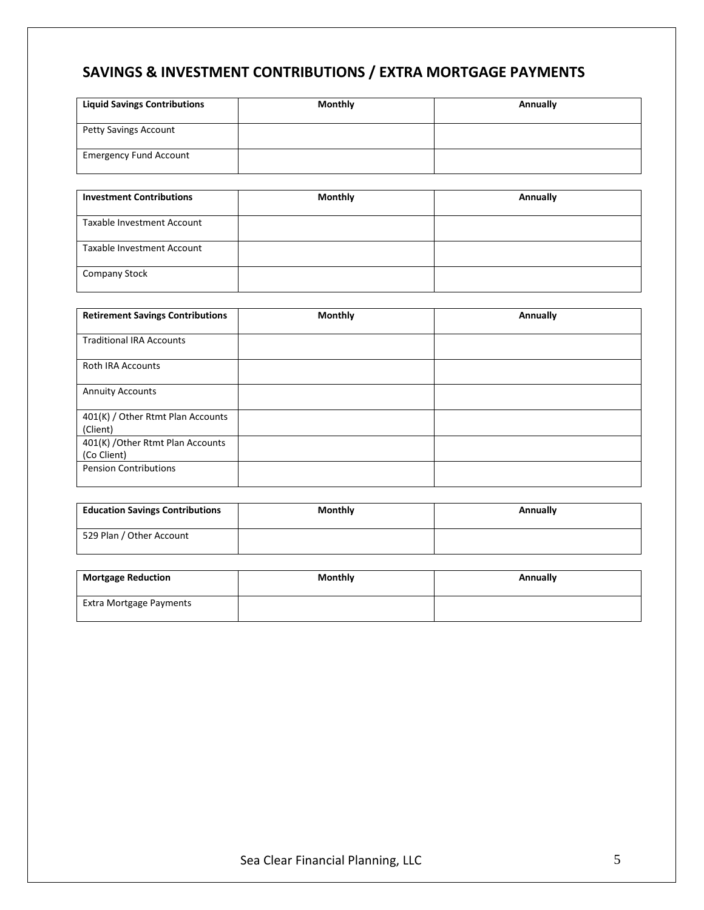## SAVINGS & INVESTMENT CONTRIBUTIONS / EXTRA MORTGAGE PAYMENTS

| Liquid Savings Contributions | Monthly | Annually |
|---|---|---|
| Petty Savings Account | | |
| Emergency Fund Account | | |

| Investment Contributions | Monthly | Annually |
|---|---|---|
| Taxable Investment Account | | |
| Taxable Investment Account | | |
| Company Stock | | |

| Retirement Savings Contributions | Monthly | Annually |
|---|---|---|
| Traditional IRA Accounts | | |
| Roth IRA Accounts | | |
| Annuity Accounts | | |
| 401(K) / Other Rtmt Plan Accounts (Client) | | |
| 401(K) /Other Rtmt Plan Accounts (Co Client) | | |
| Pension Contributions | | |

| Education Savings Contributions | Monthly | Annually |
|---|---|---|
| 529 Plan / Other Account | | |

| Mortgage Reduction | Monthly | Annually |
|---|---|---|
| Extra Mortgage Payments | | |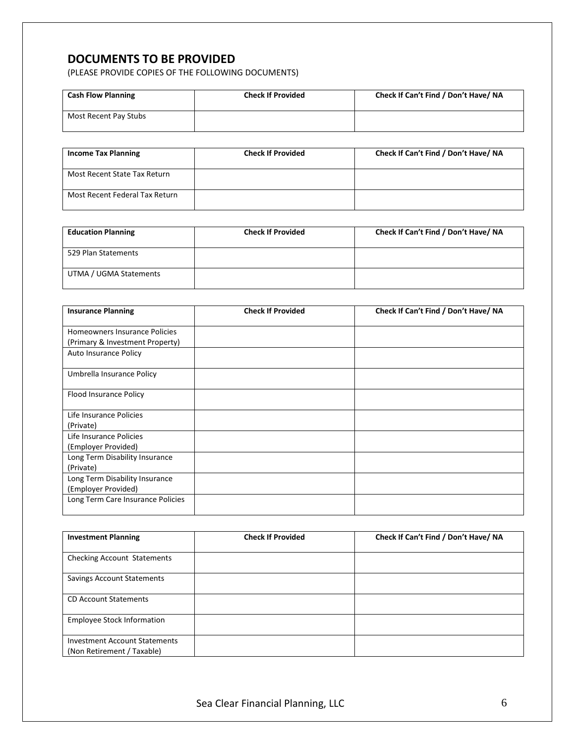## DOCUMENTS TO BE PROVIDED

(PLEASE PROVIDE COPIES OF THE FOLLOWING DOCUMENTS)

| Cash Flow Planning | Check If Provided | Check If Can't Find / Don't Have/ NA |
|---|---|---|
| Most Recent Pay Stubs | | |

| Income Tax Planning | Check If Provided | Check If Can't Find / Don't Have/ NA |
|---|---|---|
| Most Recent State Tax Return | | |
| Most Recent Federal Tax Return | | |

| Education Planning | Check If Provided | Check If Can't Find / Don't Have/ NA |
|---|---|---|
| 529 Plan Statements | | |
| UTMA / UGMA Statements | | |

| Insurance Planning | Check If Provided | Check If Can't Find / Don't Have/ NA |
|---|---|---|
| Homeowners Insurance Policies (Primary & Investment Property) | | |
| Auto Insurance Policy | | |
| Umbrella Insurance Policy | | |
| Flood Insurance Policy | | |
| Life Insurance Policies (Private) | | |
| Life Insurance Policies (Employer Provided) | | |
| Long Term Disability Insurance (Private) | | |
| Long Term Disability Insurance (Employer Provided) | | |
| Long Term Care Insurance Policies | | |

| Investment Planning | Check If Provided | Check If Can't Find / Don't Have/ NA |
|---|---|---|
| Checking Account Statements | | |
| Savings Account Statements | | |
| CD Account Statements | | |
| Employee Stock Information | | |
| Investment Account Statements (Non Retirement / Taxable) | | |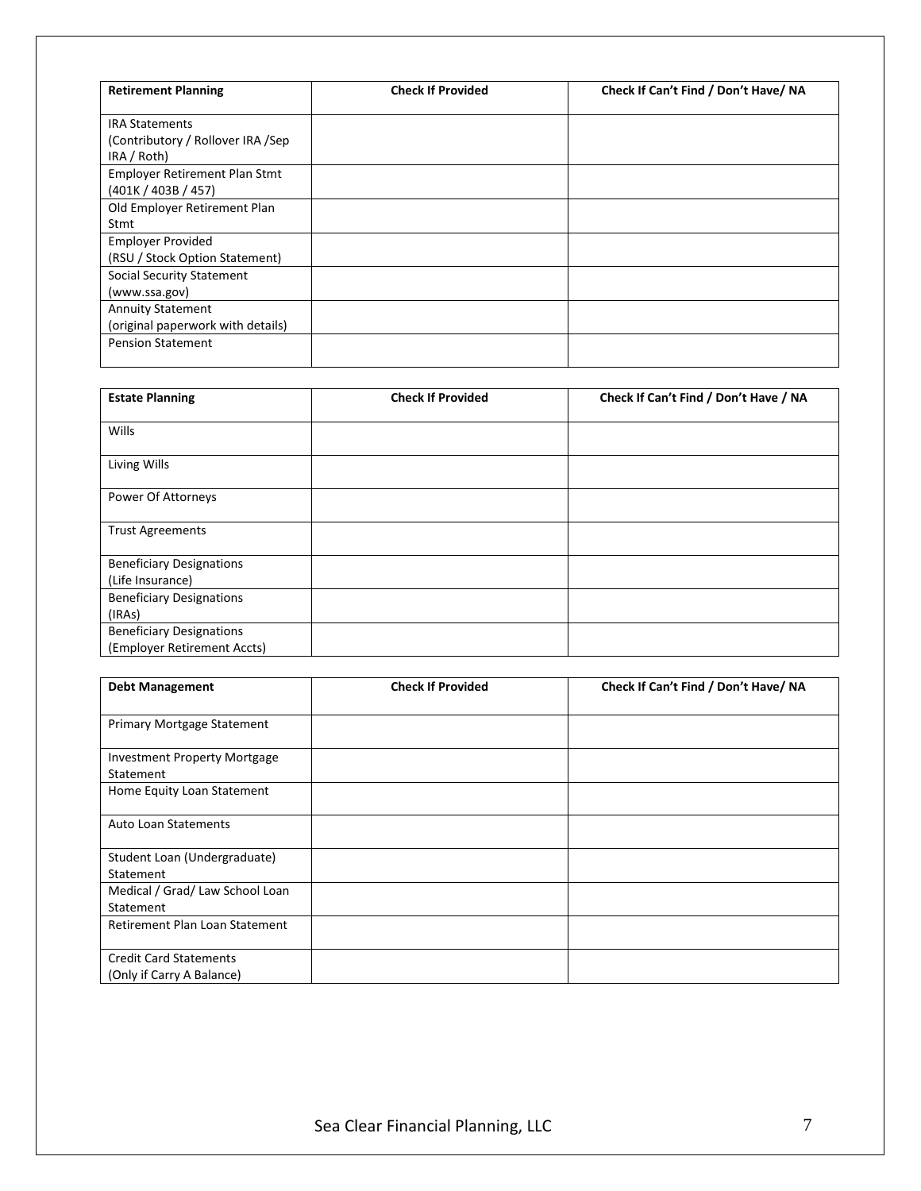| Retirement Planning | Check If Provided | Check If Can't Find / Don't Have/ NA |
| --- | --- | --- |
| IRA Statements (Contributory / Rollover IRA /Sep IRA / Roth) | | |
| Employer Retirement Plan Stmt (401K / 403B / 457) | | |
| Old Employer Retirement Plan Stmt | | |
| Employer Provided (RSU / Stock Option Statement) | | |
| Social Security Statement (www.ssa.gov) | | |
| Annuity Statement (original paperwork with details) | | |
| Pension Statement | | |

| Estate Planning | Check If Provided | Check If Can't Find / Don't Have / NA |
| --- | --- | --- |
| Wills | | |
| Living Wills | | |
| Power Of Attorneys | | |
| Trust Agreements | | |
| Beneficiary Designations (Life Insurance) | | |
| Beneficiary Designations (IRAs) | | |
| Beneficiary Designations (Employer Retirement Accts) | | |

| Debt Management | Check If Provided | Check If Can't Find / Don't Have/ NA |
| --- | --- | --- |
| Primary Mortgage Statement | | |
| Investment Property Mortgage Statement | | |
| Home Equity Loan Statement | | |
| Auto Loan Statements | | |
| Student Loan (Undergraduate) Statement | | |
| Medical / Grad/ Law School Loan Statement | | |
| Retirement Plan Loan Statement | | |
| Credit Card Statements (Only if Carry A Balance) | | |